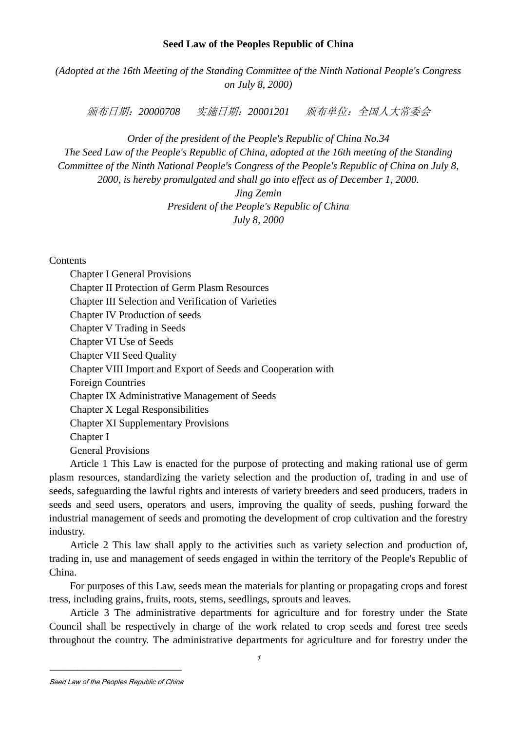# Seed Law of the Peoples Republic of China

*(Adopted at the 16th Meeting of the Standing Committee of the Ninth National People's Congress on July 8, 2000)*

*颁布日期：20000708　　实施日期：20001201　　颁布单位：全国人大常委会*

*Order of the president of the People's Republic of China No.34*
*The Seed Law of the People's Republic of China, adopted at the 16th meeting of the Standing Committee of the Ninth National People's Congress of the People's Republic of China on July 8, 2000, is hereby promulgated and shall go into effect as of December 1, 2000.*
*Jing Zemin*
*President of the People's Republic of China*
*July 8, 2000*

Contents

- Chapter I General Provisions
- Chapter II Protection of Germ Plasm Resources
- Chapter III Selection and Verification of Varieties
- Chapter IV Production of seeds
- Chapter V Trading in Seeds
- Chapter VI Use of Seeds
- Chapter VII Seed Quality
- Chapter VIII Import and Export of Seeds and Cooperation with Foreign Countries
- Chapter IX Administrative Management of Seeds
- Chapter X Legal Responsibilities
- Chapter XI Supplementary Provisions

## Chapter I

## General Provisions

Article 1 This Law is enacted for the purpose of protecting and making rational use of germ plasm resources, standardizing the variety selection and the production of, trading in and use of seeds, safeguarding the lawful rights and interests of variety breeders and seed producers, traders in seeds and seed users, operators and users, improving the quality of seeds, pushing forward the industrial management of seeds and promoting the development of crop cultivation and the forestry industry.

Article 2 This law shall apply to the activities such as variety selection and production of, trading in, use and management of seeds engaged in within the territory of the People's Republic of China.

For purposes of this Law, seeds mean the materials for planting or propagating crops and forest tress, including grains, fruits, roots, stems, seedlings, sprouts and leaves.

Article 3 The administrative departments for agriculture and for forestry under the State Council shall be respectively in charge of the work related to crop seeds and forest tree seeds throughout the country. The administrative departments for agriculture and for forestry under the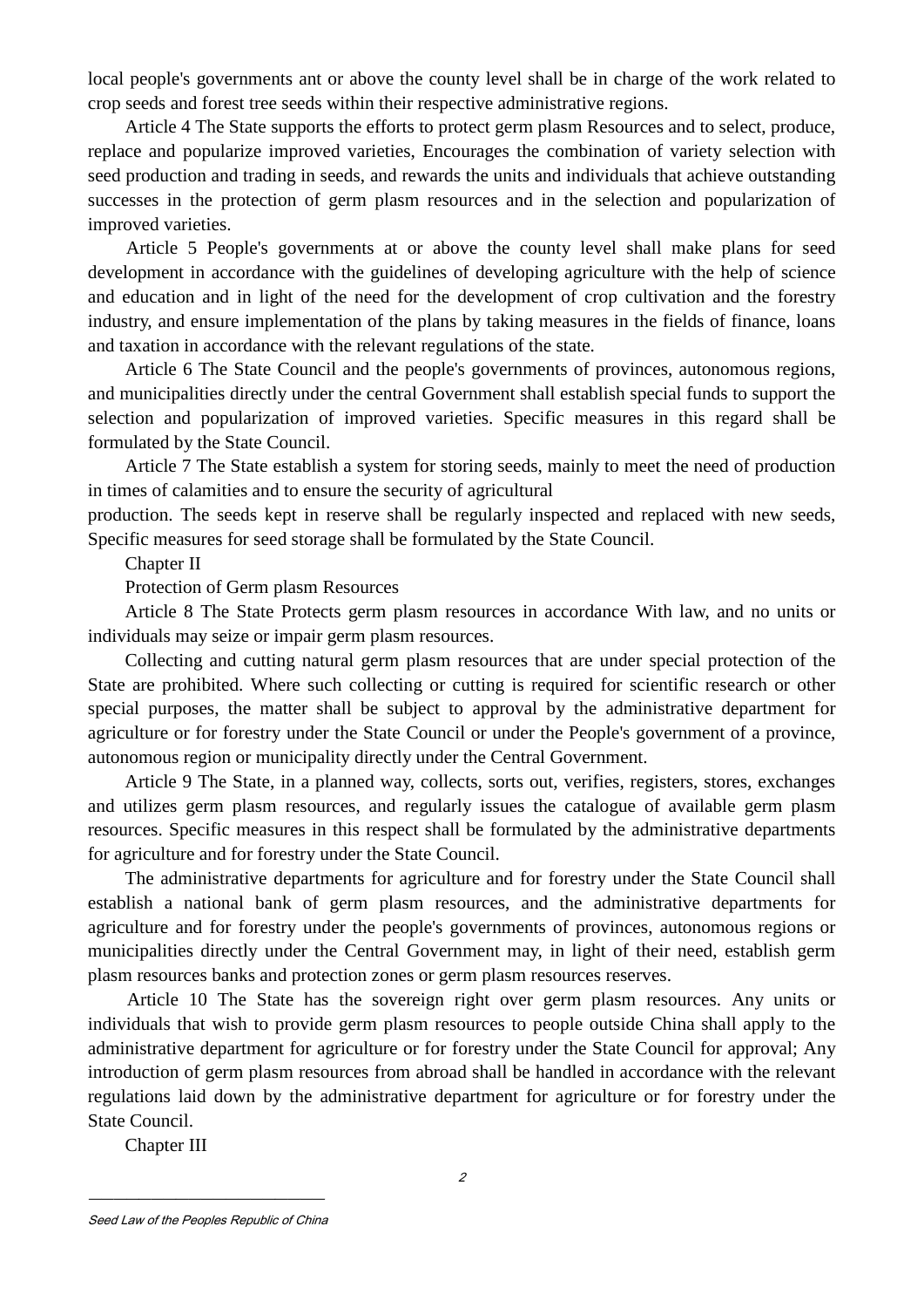local people's governments ant or above the county level shall be in charge of the work related to crop seeds and forest tree seeds within their respective administrative regions.

Article 4 The State supports the efforts to protect germ plasm Resources and to select, produce, replace and popularize improved varieties, Encourages the combination of variety selection with seed production and trading in seeds, and rewards the units and individuals that achieve outstanding successes in the protection of germ plasm resources and in the selection and popularization of improved varieties.

Article 5 People's governments at or above the county level shall make plans for seed development in accordance with the guidelines of developing agriculture with the help of science and education and in light of the need for the development of crop cultivation and the forestry industry, and ensure implementation of the plans by taking measures in the fields of finance, loans and taxation in accordance with the relevant regulations of the state.

Article 6 The State Council and the people's governments of provinces, autonomous regions, and municipalities directly under the central Government shall establish special funds to support the selection and popularization of improved varieties. Specific measures in this regard shall be formulated by the State Council.

Article 7 The State establish a system for storing seeds, mainly to meet the need of production in times of calamities and to ensure the security of agricultural production. The seeds kept in reserve shall be regularly inspected and replaced with new seeds, Specific measures for seed storage shall be formulated by the State Council.

## Chapter II

## Protection of Germ plasm Resources

Article 8 The State Protects germ plasm resources in accordance With law, and no units or individuals may seize or impair germ plasm resources.

Collecting and cutting natural germ plasm resources that are under special protection of the State are prohibited. Where such collecting or cutting is required for scientific research or other special purposes, the matter shall be subject to approval by the administrative department for agriculture or for forestry under the State Council or under the People's government of a province, autonomous region or municipality directly under the Central Government.

Article 9 The State, in a planned way, collects, sorts out, verifies, registers, stores, exchanges and utilizes germ plasm resources, and regularly issues the catalogue of available germ plasm resources. Specific measures in this respect shall be formulated by the administrative departments for agriculture and for forestry under the State Council.

The administrative departments for agriculture and for forestry under the State Council shall establish a national bank of germ plasm resources, and the administrative departments for agriculture and for forestry under the people's governments of provinces, autonomous regions or municipalities directly under the Central Government may, in light of their need, establish germ plasm resources banks and protection zones or germ plasm resources reserves.

Article 10 The State has the sovereign right over germ plasm resources. Any units or individuals that wish to provide germ plasm resources to people outside China shall apply to the administrative department for agriculture or for forestry under the State Council for approval; Any introduction of germ plasm resources from abroad shall be handled in accordance with the relevant regulations laid down by the administrative department for agriculture or for forestry under the State Council.

## Chapter III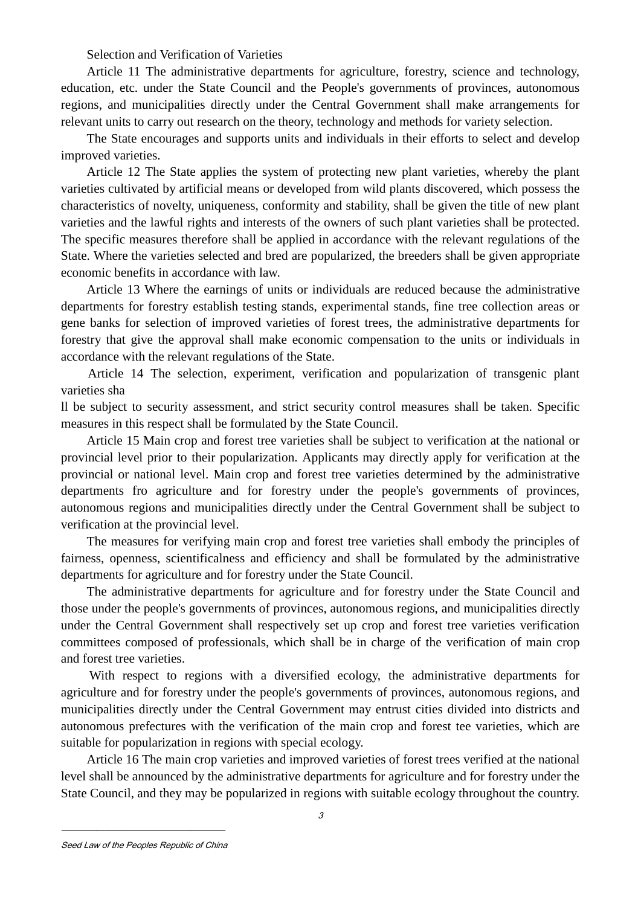## Selection and Verification of Varieties

Article 11 The administrative departments for agriculture, forestry, science and technology, education, etc. under the State Council and the People's governments of provinces, autonomous regions, and municipalities directly under the Central Government shall make arrangements for relevant units to carry out research on the theory, technology and methods for variety selection.

The State encourages and supports units and individuals in their efforts to select and develop improved varieties.

Article 12 The State applies the system of protecting new plant varieties, whereby the plant varieties cultivated by artificial means or developed from wild plants discovered, which possess the characteristics of novelty, uniqueness, conformity and stability, shall be given the title of new plant varieties and the lawful rights and interests of the owners of such plant varieties shall be protected. The specific measures therefore shall be applied in accordance with the relevant regulations of the State. Where the varieties selected and bred are popularized, the breeders shall be given appropriate economic benefits in accordance with law.

Article 13 Where the earnings of units or individuals are reduced because the administrative departments for forestry establish testing stands, experimental stands, fine tree collection areas or gene banks for selection of improved varieties of forest trees, the administrative departments for forestry that give the approval shall make economic compensation to the units or individuals in accordance with the relevant regulations of the State.

Article 14 The selection, experiment, verification and popularization of transgenic plant varieties sha
ll be subject to security assessment, and strict security control measures shall be taken. Specific measures in this respect shall be formulated by the State Council.

Article 15 Main crop and forest tree varieties shall be subject to verification at the national or provincial level prior to their popularization. Applicants may directly apply for verification at the provincial or national level. Main crop and forest tree varieties determined by the administrative departments fro agriculture and for forestry under the people's governments of provinces, autonomous regions and municipalities directly under the Central Government shall be subject to verification at the provincial level.

The measures for verifying main crop and forest tree varieties shall embody the principles of fairness, openness, scientificalness and efficiency and shall be formulated by the administrative departments for agriculture and for forestry under the State Council.

The administrative departments for agriculture and for forestry under the State Council and those under the people's governments of provinces, autonomous regions, and municipalities directly under the Central Government shall respectively set up crop and forest tree varieties verification committees composed of professionals, which shall be in charge of the verification of main crop and forest tree varieties.

With respect to regions with a diversified ecology, the administrative departments for agriculture and for forestry under the people's governments of provinces, autonomous regions, and municipalities directly under the Central Government may entrust cities divided into districts and autonomous prefectures with the verification of the main crop and forest tee varieties, which are suitable for popularization in regions with special ecology.

Article 16 The main crop varieties and improved varieties of forest trees verified at the national level shall be announced by the administrative departments for agriculture and for forestry under the State Council, and they may be popularized in regions with suitable ecology throughout the country.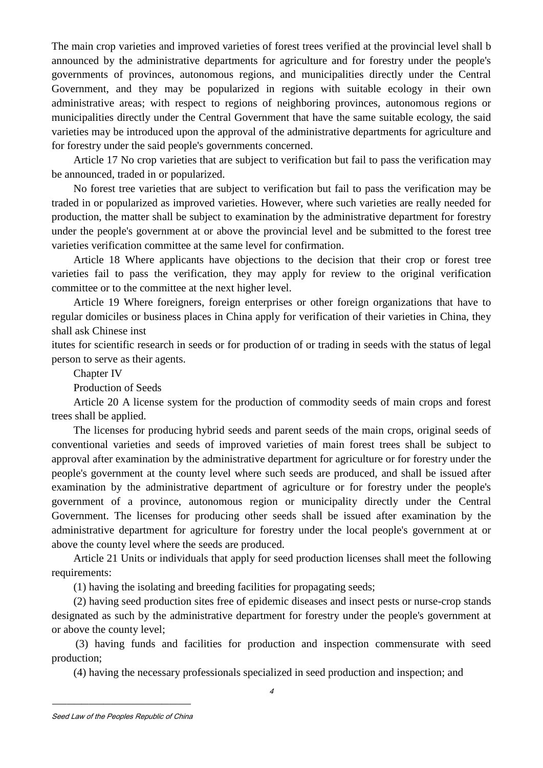The main crop varieties and improved varieties of forest trees verified at the provincial level shall b announced by the administrative departments for agriculture and for forestry under the people's governments of provinces, autonomous regions, and municipalities directly under the Central Government, and they may be popularized in regions with suitable ecology in their own administrative areas; with respect to regions of neighboring provinces, autonomous regions or municipalities directly under the Central Government that have the same suitable ecology, the said varieties may be introduced upon the approval of the administrative departments for agriculture and for forestry under the said people's governments concerned.

Article 17 No crop varieties that are subject to verification but fail to pass the verification may be announced, traded in or popularized.

No forest tree varieties that are subject to verification but fail to pass the verification may be traded in or popularized as improved varieties. However, where such varieties are really needed for production, the matter shall be subject to examination by the administrative department for forestry under the people's government at or above the provincial level and be submitted to the forest tree varieties verification committee at the same level for confirmation.

Article 18 Where applicants have objections to the decision that their crop or forest tree varieties fail to pass the verification, they may apply for review to the original verification committee or to the committee at the next higher level.

Article 19 Where foreigners, foreign enterprises or other foreign organizations that have to regular domiciles or business places in China apply for verification of their varieties in China, they shall ask Chinese inst

itutes for scientific research in seeds or for production of or trading in seeds with the status of legal person to serve as their agents.

Chapter IV

Production of Seeds

Article 20 A license system for the production of commodity seeds of main crops and forest trees shall be applied.

The licenses for producing hybrid seeds and parent seeds of the main crops, original seeds of conventional varieties and seeds of improved varieties of main forest trees shall be subject to approval after examination by the administrative department for agriculture or for forestry under the people's government at the county level where such seeds are produced, and shall be issued after examination by the administrative department of agriculture or for forestry under the people's government of a province, autonomous region or municipality directly under the Central Government. The licenses for producing other seeds shall be issued after examination by the administrative department for agriculture for forestry under the local people's government at or above the county level where the seeds are produced.

Article 21 Units or individuals that apply for seed production licenses shall meet the following requirements:

(1) having the isolating and breeding facilities for propagating seeds;

(2) having seed production sites free of epidemic diseases and insect pests or nurse-crop stands designated as such by the administrative department for forestry under the people's government at or above the county level;

(3) having funds and facilities for production and inspection commensurate with seed production;

(4) having the necessary professionals specialized in seed production and inspection; and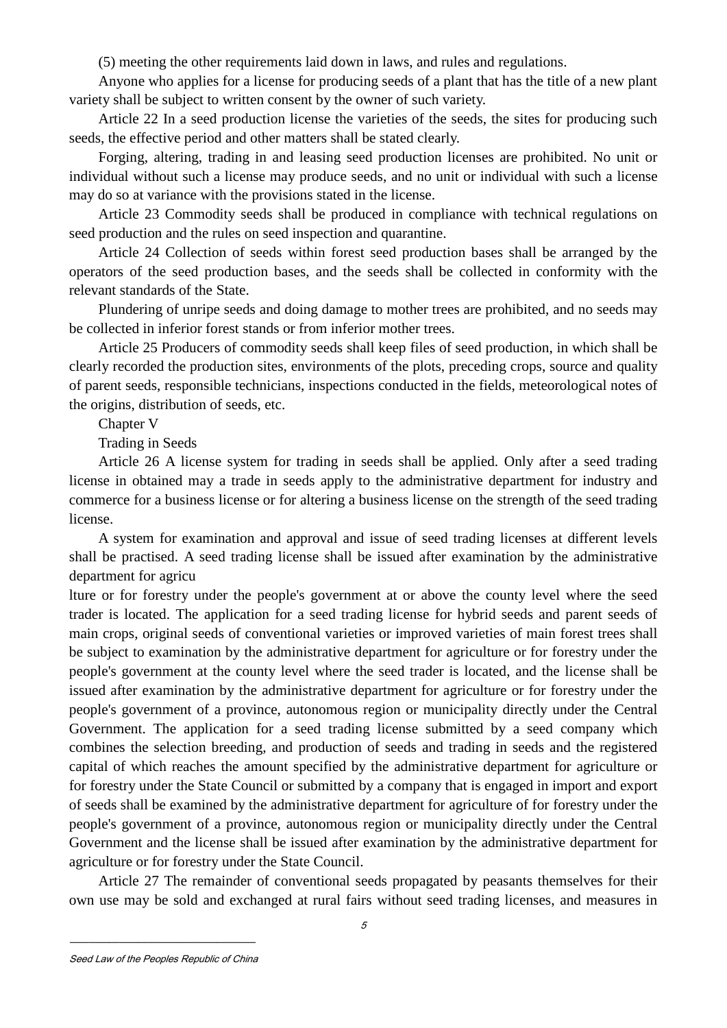(5) meeting the other requirements laid down in laws, and rules and regulations.

Anyone who applies for a license for producing seeds of a plant that has the title of a new plant variety shall be subject to written consent by the owner of such variety.

Article 22 In a seed production license the varieties of the seeds, the sites for producing such seeds, the effective period and other matters shall be stated clearly.

Forging, altering, trading in and leasing seed production licenses are prohibited. No unit or individual without such a license may produce seeds, and no unit or individual with such a license may do so at variance with the provisions stated in the license.

Article 23 Commodity seeds shall be produced in compliance with technical regulations on seed production and the rules on seed inspection and quarantine.

Article 24 Collection of seeds within forest seed production bases shall be arranged by the operators of the seed production bases, and the seeds shall be collected in conformity with the relevant standards of the State.

Plundering of unripe seeds and doing damage to mother trees are prohibited, and no seeds may be collected in inferior forest stands or from inferior mother trees.

Article 25 Producers of commodity seeds shall keep files of seed production, in which shall be clearly recorded the production sites, environments of the plots, preceding crops, source and quality of parent seeds, responsible technicians, inspections conducted in the fields, meteorological notes of the origins, distribution of seeds, etc.

## Chapter V

## Trading in Seeds

Article 26 A license system for trading in seeds shall be applied. Only after a seed trading license in obtained may a trade in seeds apply to the administrative department for industry and commerce for a business license or for altering a business license on the strength of the seed trading license.

A system for examination and approval and issue of seed trading licenses at different levels shall be practised. A seed trading license shall be issued after examination by the administrative department for agriculture or for forestry under the people's government at or above the county level where the seed trader is located. The application for a seed trading license for hybrid seeds and parent seeds of main crops, original seeds of conventional varieties or improved varieties of main forest trees shall be subject to examination by the administrative department for agriculture or for forestry under the people's government at the county level where the seed trader is located, and the license shall be issued after examination by the administrative department for agriculture or for forestry under the people's government of a province, autonomous region or municipality directly under the Central Government. The application for a seed trading license submitted by a seed company which combines the selection breeding, and production of seeds and trading in seeds and the registered capital of which reaches the amount specified by the administrative department for agriculture or for forestry under the State Council or submitted by a company that is engaged in import and export of seeds shall be examined by the administrative department for agriculture of for forestry under the people's government of a province, autonomous region or municipality directly under the Central Government and the license shall be issued after examination by the administrative department for agriculture or for forestry under the State Council.

Article 27 The remainder of conventional seeds propagated by peasants themselves for their own use may be sold and exchanged at rural fairs without seed trading licenses, and measures in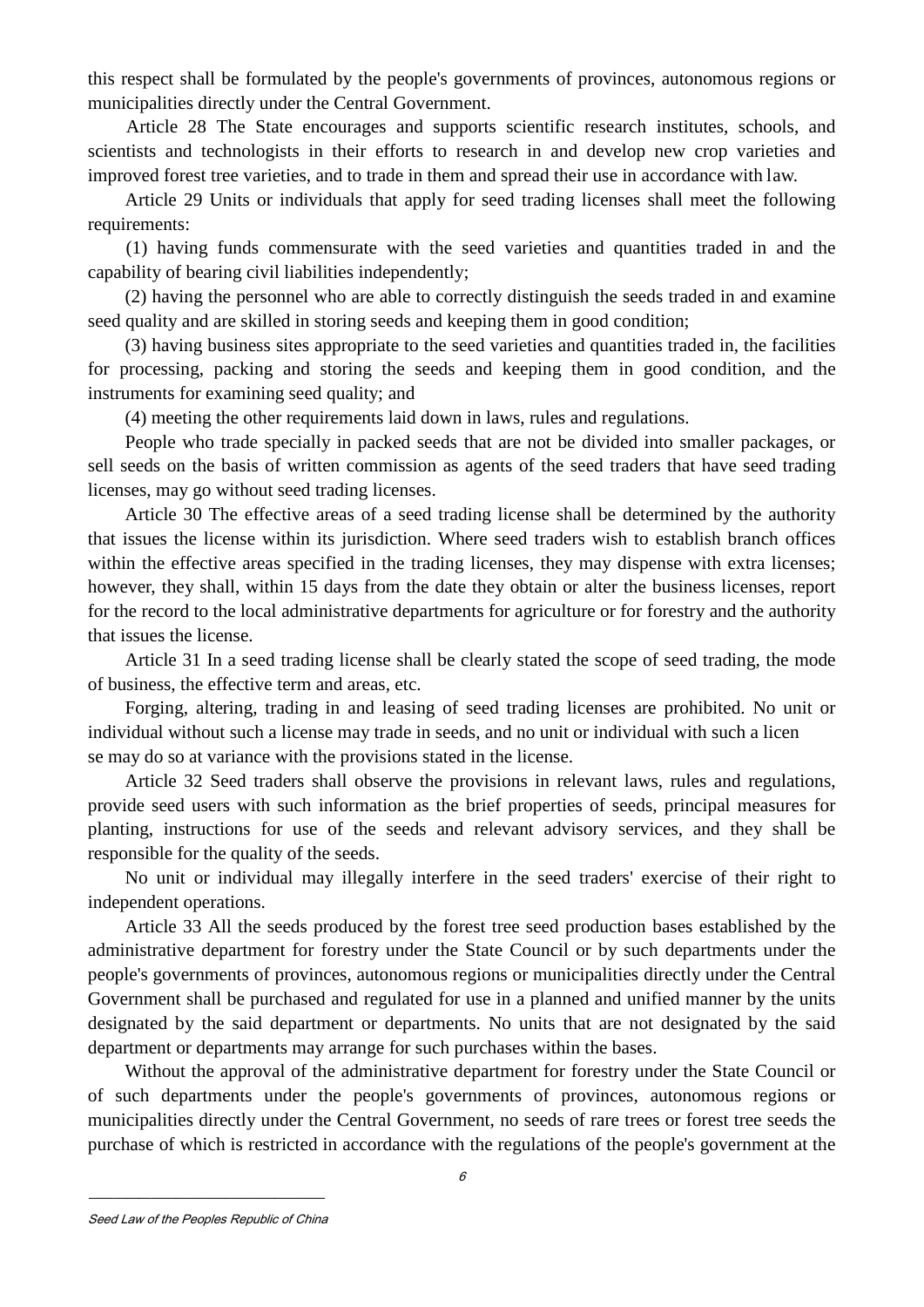this respect shall be formulated by the people's governments of provinces, autonomous regions or municipalities directly under the Central Government.

Article 28 The State encourages and supports scientific research institutes, schools, and scientists and technologists in their efforts to research in and develop new crop varieties and improved forest tree varieties, and to trade in them and spread their use in accordance with law.

Article 29 Units or individuals that apply for seed trading licenses shall meet the following requirements:

(1) having funds commensurate with the seed varieties and quantities traded in and the capability of bearing civil liabilities independently;

(2) having the personnel who are able to correctly distinguish the seeds traded in and examine seed quality and are skilled in storing seeds and keeping them in good condition;

(3) having business sites appropriate to the seed varieties and quantities traded in, the facilities for processing, packing and storing the seeds and keeping them in good condition, and the instruments for examining seed quality; and

(4) meeting the other requirements laid down in laws, rules and regulations.

People who trade specially in packed seeds that are not be divided into smaller packages, or sell seeds on the basis of written commission as agents of the seed traders that have seed trading licenses, may go without seed trading licenses.

Article 30 The effective areas of a seed trading license shall be determined by the authority that issues the license within its jurisdiction. Where seed traders wish to establish branch offices within the effective areas specified in the trading licenses, they may dispense with extra licenses; however, they shall, within 15 days from the date they obtain or alter the business licenses, report for the record to the local administrative departments for agriculture or for forestry and the authority that issues the license.

Article 31 In a seed trading license shall be clearly stated the scope of seed trading, the mode of business, the effective term and areas, etc.

Forging, altering, trading in and leasing of seed trading licenses are prohibited. No unit or individual without such a license may trade in seeds, and no unit or individual with such a license may do so at variance with the provisions stated in the license.

Article 32 Seed traders shall observe the provisions in relevant laws, rules and regulations, provide seed users with such information as the brief properties of seeds, principal measures for planting, instructions for use of the seeds and relevant advisory services, and they shall be responsible for the quality of the seeds.

No unit or individual may illegally interfere in the seed traders' exercise of their right to independent operations.

Article 33 All the seeds produced by the forest tree seed production bases established by the administrative department for forestry under the State Council or by such departments under the people's governments of provinces, autonomous regions or municipalities directly under the Central Government shall be purchased and regulated for use in a planned and unified manner by the units designated by the said department or departments. No units that are not designated by the said department or departments may arrange for such purchases within the bases.

Without the approval of the administrative department for forestry under the State Council or of such departments under the people's governments of provinces, autonomous regions or municipalities directly under the Central Government, no seeds of rare trees or forest tree seeds the purchase of which is restricted in accordance with the regulations of the people's government at the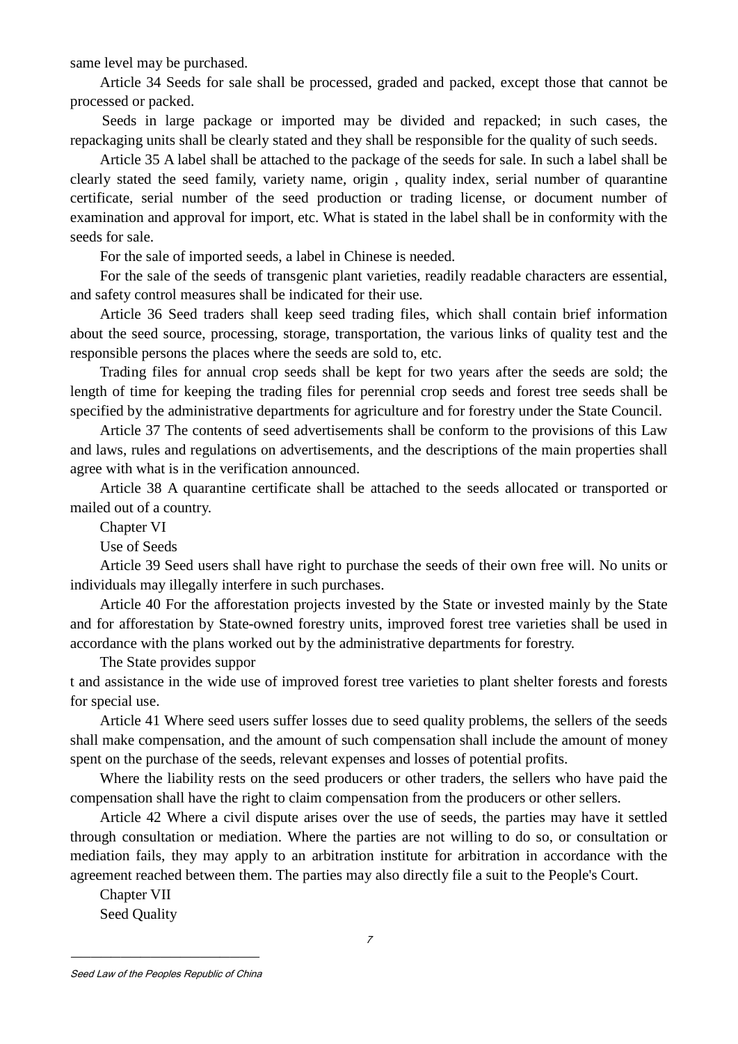same level may be purchased.

Article 34 Seeds for sale shall be processed, graded and packed, except those that cannot be processed or packed.

Seeds in large package or imported may be divided and repacked; in such cases, the repackaging units shall be clearly stated and they shall be responsible for the quality of such seeds.

Article 35 A label shall be attached to the package of the seeds for sale. In such a label shall be clearly stated the seed family, variety name, origin , quality index, serial number of quarantine certificate, serial number of the seed production or trading license, or document number of examination and approval for import, etc. What is stated in the label shall be in conformity with the seeds for sale.

For the sale of imported seeds, a label in Chinese is needed.

For the sale of the seeds of transgenic plant varieties, readily readable characters are essential, and safety control measures shall be indicated for their use.

Article 36 Seed traders shall keep seed trading files, which shall contain brief information about the seed source, processing, storage, transportation, the various links of quality test and the responsible persons the places where the seeds are sold to, etc.

Trading files for annual crop seeds shall be kept for two years after the seeds are sold; the length of time for keeping the trading files for perennial crop seeds and forest tree seeds shall be specified by the administrative departments for agriculture and for forestry under the State Council.

Article 37 The contents of seed advertisements shall be conform to the provisions of this Law and laws, rules and regulations on advertisements, and the descriptions of the main properties shall agree with what is in the verification announced.

Article 38 A quarantine certificate shall be attached to the seeds allocated or transported or mailed out of a country.

## Chapter VI

## Use of Seeds

Article 39 Seed users shall have right to purchase the seeds of their own free will. No units or individuals may illegally interfere in such purchases.

Article 40 For the afforestation projects invested by the State or invested mainly by the State and for afforestation by State-owned forestry units, improved forest tree varieties shall be used in accordance with the plans worked out by the administrative departments for forestry.

The State provides support and assistance in the wide use of improved forest tree varieties to plant shelter forests and forests for special use.

Article 41 Where seed users suffer losses due to seed quality problems, the sellers of the seeds shall make compensation, and the amount of such compensation shall include the amount of money spent on the purchase of the seeds, relevant expenses and losses of potential profits.

Where the liability rests on the seed producers or other traders, the sellers who have paid the compensation shall have the right to claim compensation from the producers or other sellers.

Article 42 Where a civil dispute arises over the use of seeds, the parties may have it settled through consultation or mediation. Where the parties are not willing to do so, or consultation or mediation fails, they may apply to an arbitration institute for arbitration in accordance with the agreement reached between them. The parties may also directly file a suit to the People's Court.

## Chapter VII

## Seed Quality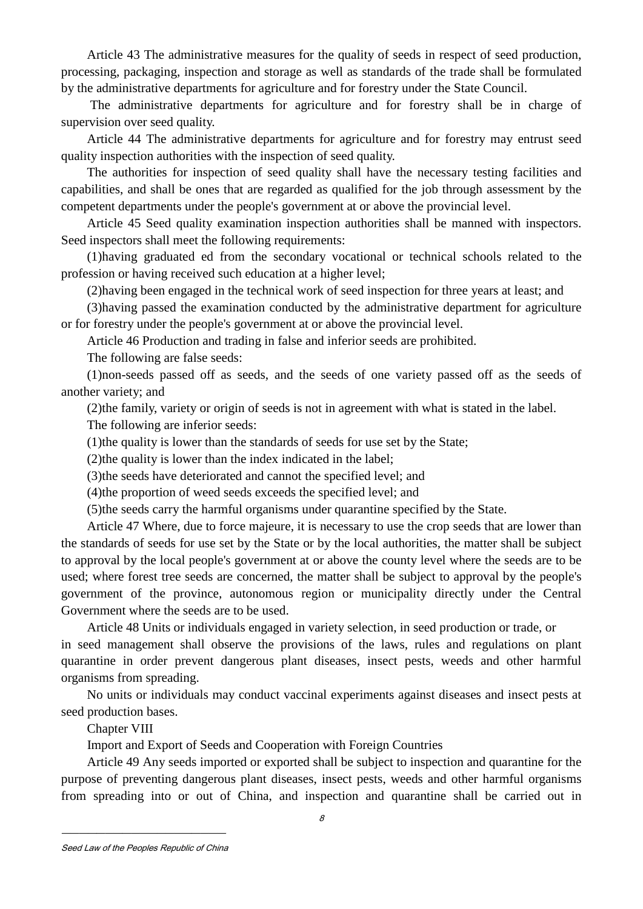Article 43 The administrative measures for the quality of seeds in respect of seed production, processing, packaging, inspection and storage as well as standards of the trade shall be formulated by the administrative departments for agriculture and for forestry under the State Council.

The administrative departments for agriculture and for forestry shall be in charge of supervision over seed quality.

Article 44 The administrative departments for agriculture and for forestry may entrust seed quality inspection authorities with the inspection of seed quality.

The authorities for inspection of seed quality shall have the necessary testing facilities and capabilities, and shall be ones that are regarded as qualified for the job through assessment by the competent departments under the people's government at or above the provincial level.

Article 45 Seed quality examination inspection authorities shall be manned with inspectors. Seed inspectors shall meet the following requirements:

(1)having graduated ed from the secondary vocational or technical schools related to the profession or having received such education at a higher level;

(2)having been engaged in the technical work of seed inspection for three years at least; and

(3)having passed the examination conducted by the administrative department for agriculture or for forestry under the people's government at or above the provincial level.

Article 46 Production and trading in false and inferior seeds are prohibited.

The following are false seeds:

(1)non-seeds passed off as seeds, and the seeds of one variety passed off as the seeds of another variety; and

(2)the family, variety or origin of seeds is not in agreement with what is stated in the label.

The following are inferior seeds:

(1)the quality is lower than the standards of seeds for use set by the State;

(2)the quality is lower than the index indicated in the label;

(3)the seeds have deteriorated and cannot the specified level; and

(4)the proportion of weed seeds exceeds the specified level; and

(5)the seeds carry the harmful organisms under quarantine specified by the State.

Article 47 Where, due to force majeure, it is necessary to use the crop seeds that are lower than the standards of seeds for use set by the State or by the local authorities, the matter shall be subject to approval by the local people's government at or above the county level where the seeds are to be used; where forest tree seeds are concerned, the matter shall be subject to approval by the people's government of the province, autonomous region or municipality directly under the Central Government where the seeds are to be used.

Article 48 Units or individuals engaged in variety selection, in seed production or trade, or in seed management shall observe the provisions of the laws, rules and regulations on plant quarantine in order prevent dangerous plant diseases, insect pests, weeds and other harmful organisms from spreading.

No units or individuals may conduct vaccinal experiments against diseases and insect pests at seed production bases.

## Chapter VIII

## Import and Export of Seeds and Cooperation with Foreign Countries

Article 49 Any seeds imported or exported shall be subject to inspection and quarantine for the purpose of preventing dangerous plant diseases, insect pests, weeds and other harmful organisms from spreading into or out of China, and inspection and quarantine shall be carried out in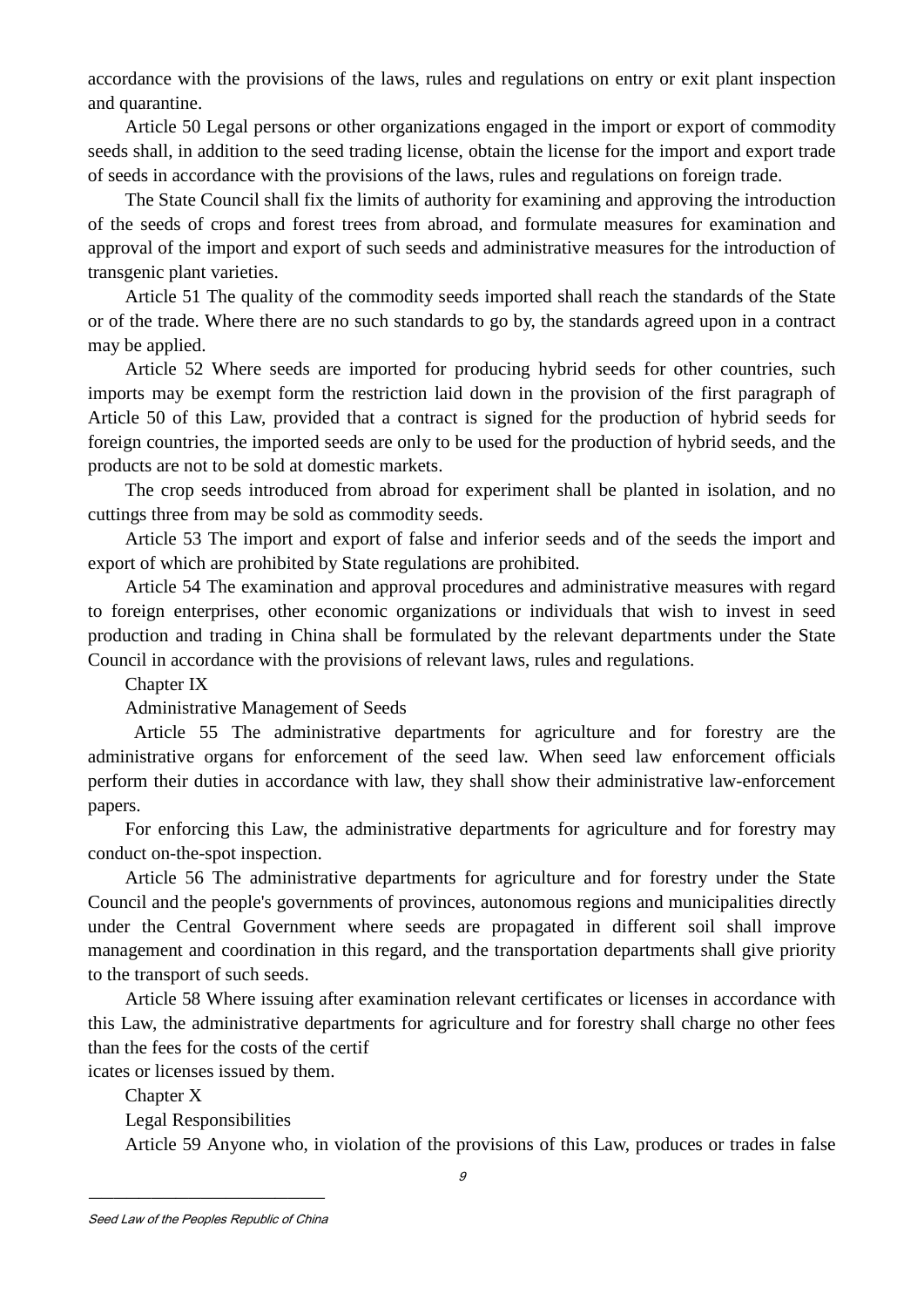accordance with the provisions of the laws, rules and regulations on entry or exit plant inspection and quarantine.

Article 50 Legal persons or other organizations engaged in the import or export of commodity seeds shall, in addition to the seed trading license, obtain the license for the import and export trade of seeds in accordance with the provisions of the laws, rules and regulations on foreign trade.

The State Council shall fix the limits of authority for examining and approving the introduction of the seeds of crops and forest trees from abroad, and formulate measures for examination and approval of the import and export of such seeds and administrative measures for the introduction of transgenic plant varieties.

Article 51 The quality of the commodity seeds imported shall reach the standards of the State or of the trade. Where there are no such standards to go by, the standards agreed upon in a contract may be applied.

Article 52 Where seeds are imported for producing hybrid seeds for other countries, such imports may be exempt form the restriction laid down in the provision of the first paragraph of Article 50 of this Law, provided that a contract is signed for the production of hybrid seeds for foreign countries, the imported seeds are only to be used for the production of hybrid seeds, and the products are not to be sold at domestic markets.

The crop seeds introduced from abroad for experiment shall be planted in isolation, and no cuttings three from may be sold as commodity seeds.

Article 53 The import and export of false and inferior seeds and of the seeds the import and export of which are prohibited by State regulations are prohibited.

Article 54 The examination and approval procedures and administrative measures with regard to foreign enterprises, other economic organizations or individuals that wish to invest in seed production and trading in China shall be formulated by the relevant departments under the State Council in accordance with the provisions of relevant laws, rules and regulations.

## Chapter IX

## Administrative Management of Seeds

Article 55 The administrative departments for agriculture and for forestry are the administrative organs for enforcement of the seed law. When seed law enforcement officials perform their duties in accordance with law, they shall show their administrative law-enforcement papers.

For enforcing this Law, the administrative departments for agriculture and for forestry may conduct on-the-spot inspection.

Article 56 The administrative departments for agriculture and for forestry under the State Council and the people's governments of provinces, autonomous regions and municipalities directly under the Central Government where seeds are propagated in different soil shall improve management and coordination in this regard, and the transportation departments shall give priority to the transport of such seeds.

Article 58 Where issuing after examination relevant certificates or licenses in accordance with this Law, the administrative departments for agriculture and for forestry shall charge no other fees than the fees for the costs of the certificates or licenses issued by them.

## Chapter X

## Legal Responsibilities

Article 59 Anyone who, in violation of the provisions of this Law, produces or trades in false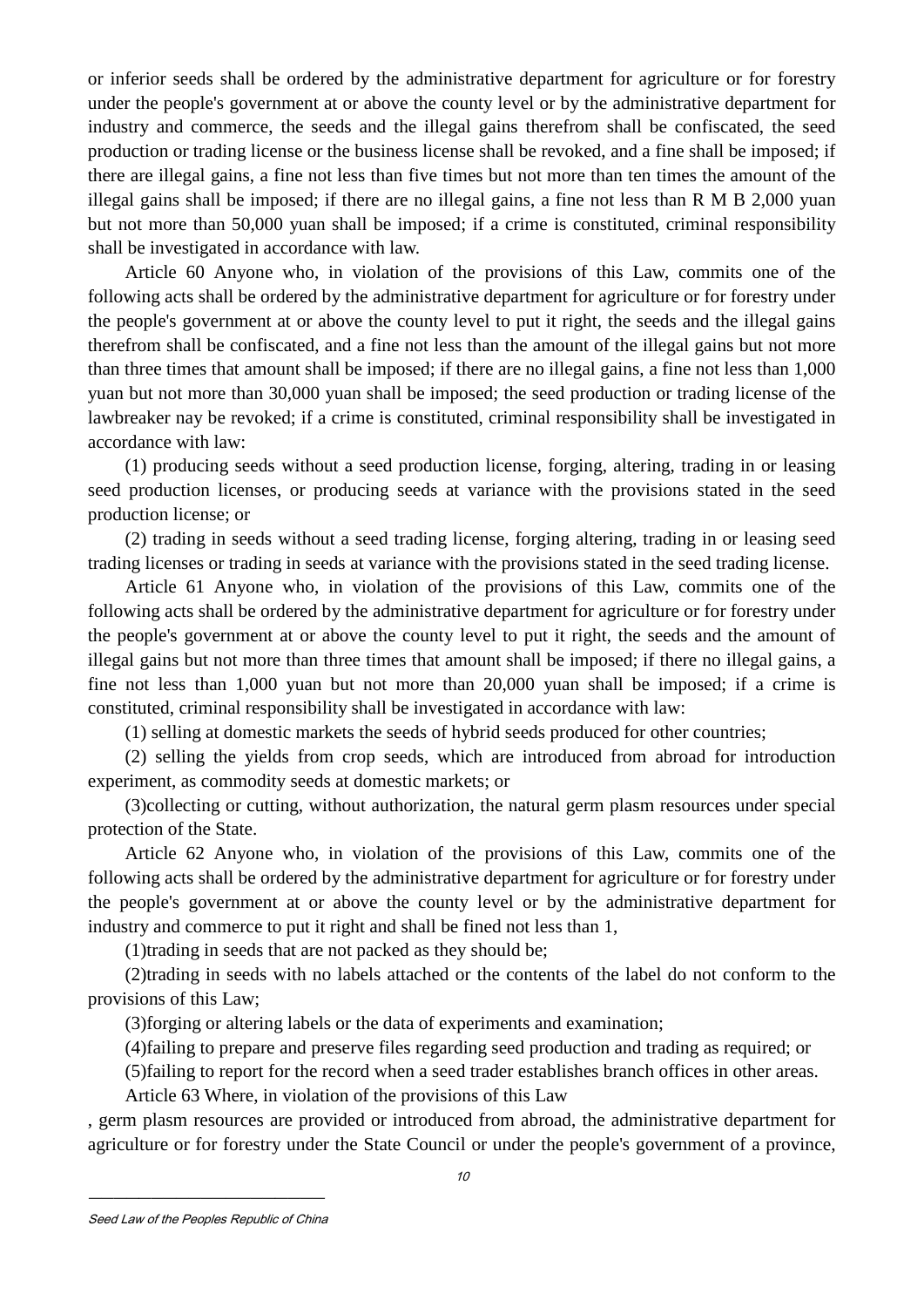or inferior seeds shall be ordered by the administrative department for agriculture or for forestry under the people's government at or above the county level or by the administrative department for industry and commerce, the seeds and the illegal gains therefrom shall be confiscated, the seed production or trading license or the business license shall be revoked, and a fine shall be imposed; if there are illegal gains, a fine not less than five times but not more than ten times the amount of the illegal gains shall be imposed; if there are no illegal gains, a fine not less than R M B 2,000 yuan but not more than 50,000 yuan shall be imposed; if a crime is constituted, criminal responsibility shall be investigated in accordance with law.

Article 60 Anyone who, in violation of the provisions of this Law, commits one of the following acts shall be ordered by the administrative department for agriculture or for forestry under the people's government at or above the county level to put it right, the seeds and the illegal gains therefrom shall be confiscated, and a fine not less than the amount of the illegal gains but not more than three times that amount shall be imposed; if there are no illegal gains, a fine not less than 1,000 yuan but not more than 30,000 yuan shall be imposed; the seed production or trading license of the lawbreaker nay be revoked; if a crime is constituted, criminal responsibility shall be investigated in accordance with law:

(1) producing seeds without a seed production license, forging, altering, trading in or leasing seed production licenses, or producing seeds at variance with the provisions stated in the seed production license; or

(2) trading in seeds without a seed trading license, forging altering, trading in or leasing seed trading licenses or trading in seeds at variance with the provisions stated in the seed trading license.

Article 61 Anyone who, in violation of the provisions of this Law, commits one of the following acts shall be ordered by the administrative department for agriculture or for forestry under the people's government at or above the county level to put it right, the seeds and the amount of illegal gains but not more than three times that amount shall be imposed; if there no illegal gains, a fine not less than 1,000 yuan but not more than 20,000 yuan shall be imposed; if a crime is constituted, criminal responsibility shall be investigated in accordance with law:

(1) selling at domestic markets the seeds of hybrid seeds produced for other countries;

(2) selling the yields from crop seeds, which are introduced from abroad for introduction experiment, as commodity seeds at domestic markets; or

(3)collecting or cutting, without authorization, the natural germ plasm resources under special protection of the State.

Article 62 Anyone who, in violation of the provisions of this Law, commits one of the following acts shall be ordered by the administrative department for agriculture or for forestry under the people's government at or above the county level or by the administrative department for industry and commerce to put it right and shall be fined not less than 1,

(1)trading in seeds that are not packed as they should be;

(2)trading in seeds with no labels attached or the contents of the label do not conform to the provisions of this Law;

(3)forging or altering labels or the data of experiments and examination;

(4)failing to prepare and preserve files regarding seed production and trading as required; or

(5)failing to report for the record when a seed trader establishes branch offices in other areas.

Article 63 Where, in violation of the provisions of this Law

, germ plasm resources are provided or introduced from abroad, the administrative department for agriculture or for forestry under the State Council or under the people's government of a province,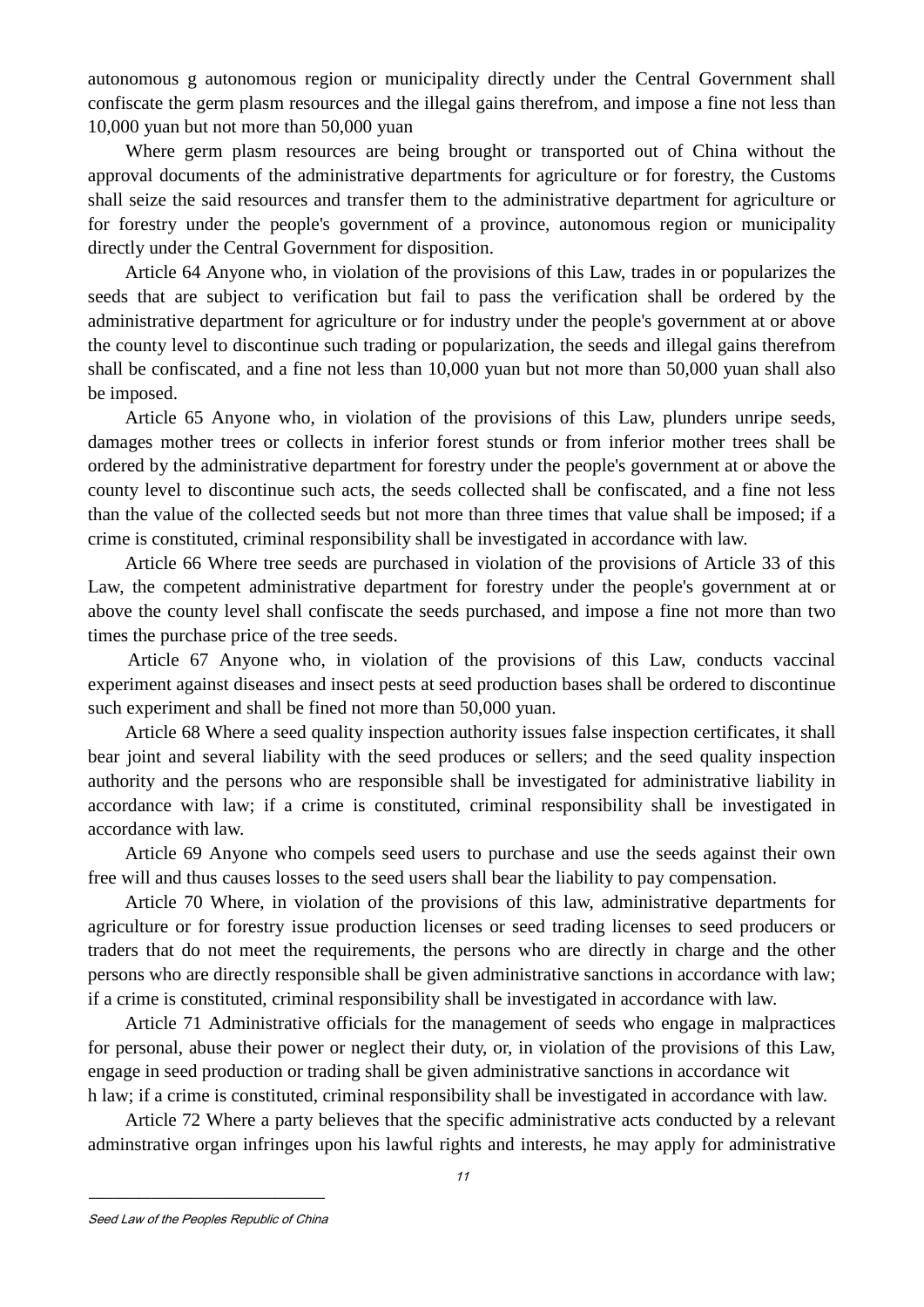autonomous g autonomous region or municipality directly under the Central Government shall confiscate the germ plasm resources and the illegal gains therefrom, and impose a fine not less than 10,000 yuan but not more than 50,000 yuan

Where germ plasm resources are being brought or transported out of China without the approval documents of the administrative departments for agriculture or for forestry, the Customs shall seize the said resources and transfer them to the administrative department for agriculture or for forestry under the people's government of a province, autonomous region or municipality directly under the Central Government for disposition.

Article 64 Anyone who, in violation of the provisions of this Law, trades in or popularizes the seeds that are subject to verification but fail to pass the verification shall be ordered by the administrative department for agriculture or for industry under the people's government at or above the county level to discontinue such trading or popularization, the seeds and illegal gains therefrom shall be confiscated, and a fine not less than 10,000 yuan but not more than 50,000 yuan shall also be imposed.

Article 65 Anyone who, in violation of the provisions of this Law, plunders unripe seeds, damages mother trees or collects in inferior forest stunds or from inferior mother trees shall be ordered by the administrative department for forestry under the people's government at or above the county level to discontinue such acts, the seeds collected shall be confiscated, and a fine not less than the value of the collected seeds but not more than three times that value shall be imposed; if a crime is constituted, criminal responsibility shall be investigated in accordance with law.

Article 66 Where tree seeds are purchased in violation of the provisions of Article 33 of this Law, the competent administrative department for forestry under the people's government at or above the county level shall confiscate the seeds purchased, and impose a fine not more than two times the purchase price of the tree seeds.

Article 67 Anyone who, in violation of the provisions of this Law, conducts vaccinal experiment against diseases and insect pests at seed production bases shall be ordered to discontinue such experiment and shall be fined not more than 50,000 yuan.

Article 68 Where a seed quality inspection authority issues false inspection certificates, it shall bear joint and several liability with the seed produces or sellers; and the seed quality inspection authority and the persons who are responsible shall be investigated for administrative liability in accordance with law; if a crime is constituted, criminal responsibility shall be investigated in accordance with law.

Article 69 Anyone who compels seed users to purchase and use the seeds against their own free will and thus causes losses to the seed users shall bear the liability to pay compensation.

Article 70 Where, in violation of the provisions of this law, administrative departments for agriculture or for forestry issue production licenses or seed trading licenses to seed producers or traders that do not meet the requirements, the persons who are directly in charge and the other persons who are directly responsible shall be given administrative sanctions in accordance with law; if a crime is constituted, criminal responsibility shall be investigated in accordance with law.

Article 71 Administrative officials for the management of seeds who engage in malpractices for personal, abuse their power or neglect their duty, or, in violation of the provisions of this Law, engage in seed production or trading shall be given administrative sanctions in accordance wit h law; if a crime is constituted, criminal responsibility shall be investigated in accordance with law.

Article 72 Where a party believes that the specific administrative acts conducted by a relevant adminstrative organ infringes upon his lawful rights and interests, he may apply for administrative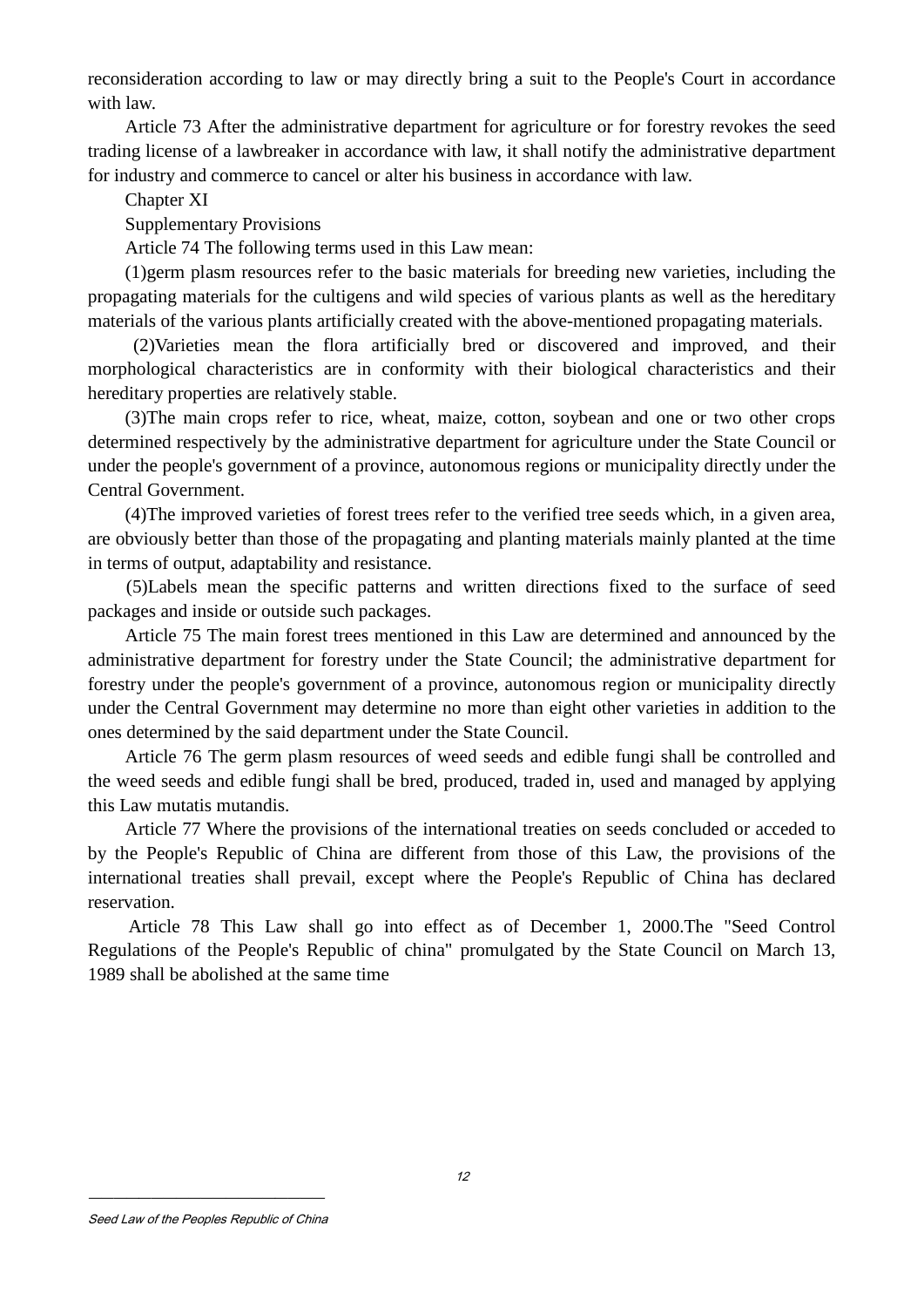reconsideration according to law or may directly bring a suit to the People's Court in accordance with law.

Article 73 After the administrative department for agriculture or for forestry revokes the seed trading license of a lawbreaker in accordance with law, it shall notify the administrative department for industry and commerce to cancel or alter his business in accordance with law.

## Chapter XI

## Supplementary Provisions

Article 74 The following terms used in this Law mean:

(1)germ plasm resources refer to the basic materials for breeding new varieties, including the propagating materials for the cultigens and wild species of various plants as well as the hereditary materials of the various plants artificially created with the above-mentioned propagating materials.

(2)Varieties mean the flora artificially bred or discovered and improved, and their morphological characteristics are in conformity with their biological characteristics and their hereditary properties are relatively stable.

(3)The main crops refer to rice, wheat, maize, cotton, soybean and one or two other crops determined respectively by the administrative department for agriculture under the State Council or under the people's government of a province, autonomous regions or municipality directly under the Central Government.

(4)The improved varieties of forest trees refer to the verified tree seeds which, in a given area, are obviously better than those of the propagating and planting materials mainly planted at the time in terms of output, adaptability and resistance.

(5)Labels mean the specific patterns and written directions fixed to the surface of seed packages and inside or outside such packages.

Article 75 The main forest trees mentioned in this Law are determined and announced by the administrative department for forestry under the State Council; the administrative department for forestry under the people's government of a province, autonomous region or municipality directly under the Central Government may determine no more than eight other varieties in addition to the ones determined by the said department under the State Council.

Article 76 The germ plasm resources of weed seeds and edible fungi shall be controlled and the weed seeds and edible fungi shall be bred, produced, traded in, used and managed by applying this Law mutatis mutandis.

Article 77 Where the provisions of the international treaties on seeds concluded or acceded to by the People's Republic of China are different from those of this Law, the provisions of the international treaties shall prevail, except where the People's Republic of China has declared reservation.

Article 78 This Law shall go into effect as of December 1, 2000.The "Seed Control Regulations of the People's Republic of china" promulgated by the State Council on March 13, 1989 shall be abolished at the same time